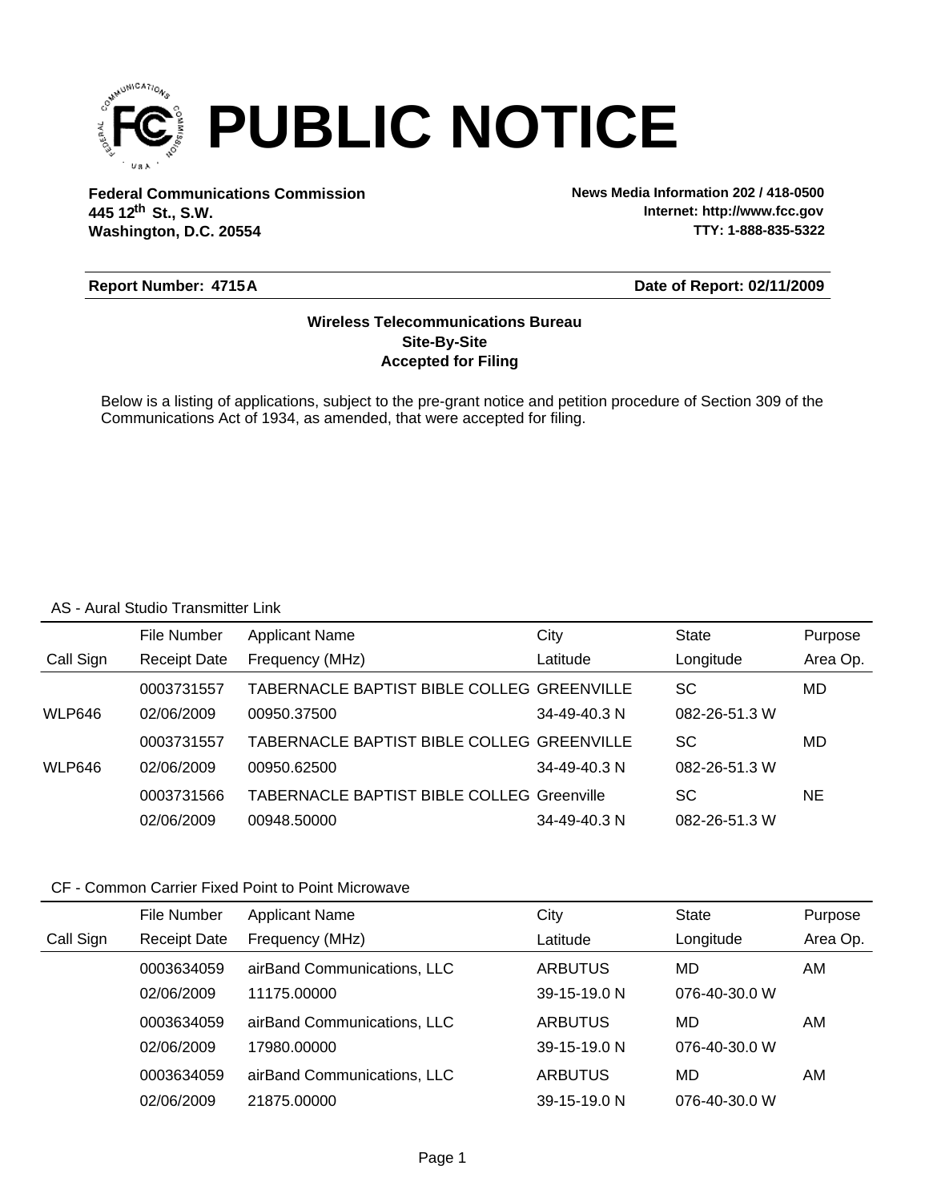# PUBLIC NOTICE

**Federal Communications Commission**
**445 12th St., S.W.**
**Washington, D.C. 20554**

**News Media Information 202 / 418-0500**
**Internet: http://www.fcc.gov**
**TTY: 1-888-835-5322**

**Report Number: 4715A** **Date of Report: 02/11/2009**

**Wireless Telecommunications Bureau**
**Site-By-Site**
**Accepted for Filing**

Below is a listing of applications, subject to the pre-grant notice and petition procedure of Section 309 of the Communications Act of 1934, as amended, that were accepted for filing.

AS - Aural Studio Transmitter Link

| Call Sign | File Number / Receipt Date | Applicant Name / Frequency (MHz) | City / Latitude | State / Longitude | Purpose / Area Op. |
|---|---|---|---|---|---|
| WLP646 | 0003731557 / 02/06/2009 | TABERNACLE BAPTIST BIBLE COLLEG / 00950.37500 | GREENVILLE / 34-49-40.3 N | SC / 082-26-51.3 W | MD |
| WLP646 | 0003731557 / 02/06/2009 | TABERNACLE BAPTIST BIBLE COLLEG / 00950.62500 | GREENVILLE / 34-49-40.3 N | SC / 082-26-51.3 W | MD |
| | 0003731566 / 02/06/2009 | TABERNACLE BAPTIST BIBLE COLLEG / 00948.50000 | Greenville / 34-49-40.3 N | SC / 082-26-51.3 W | NE |

CF - Common Carrier Fixed Point to Point Microwave

| Call Sign | File Number / Receipt Date | Applicant Name / Frequency (MHz) | City / Latitude | State / Longitude | Purpose / Area Op. |
|---|---|---|---|---|---|
| | 0003634059 / 02/06/2009 | airBand Communications, LLC / 11175.00000 | ARBUTUS / 39-15-19.0 N | MD / 076-40-30.0 W | AM |
| | 0003634059 / 02/06/2009 | airBand Communications, LLC / 17980.00000 | ARBUTUS / 39-15-19.0 N | MD / 076-40-30.0 W | AM |
| | 0003634059 / 02/06/2009 | airBand Communications, LLC / 21875.00000 | ARBUTUS / 39-15-19.0 N | MD / 076-40-30.0 W | AM |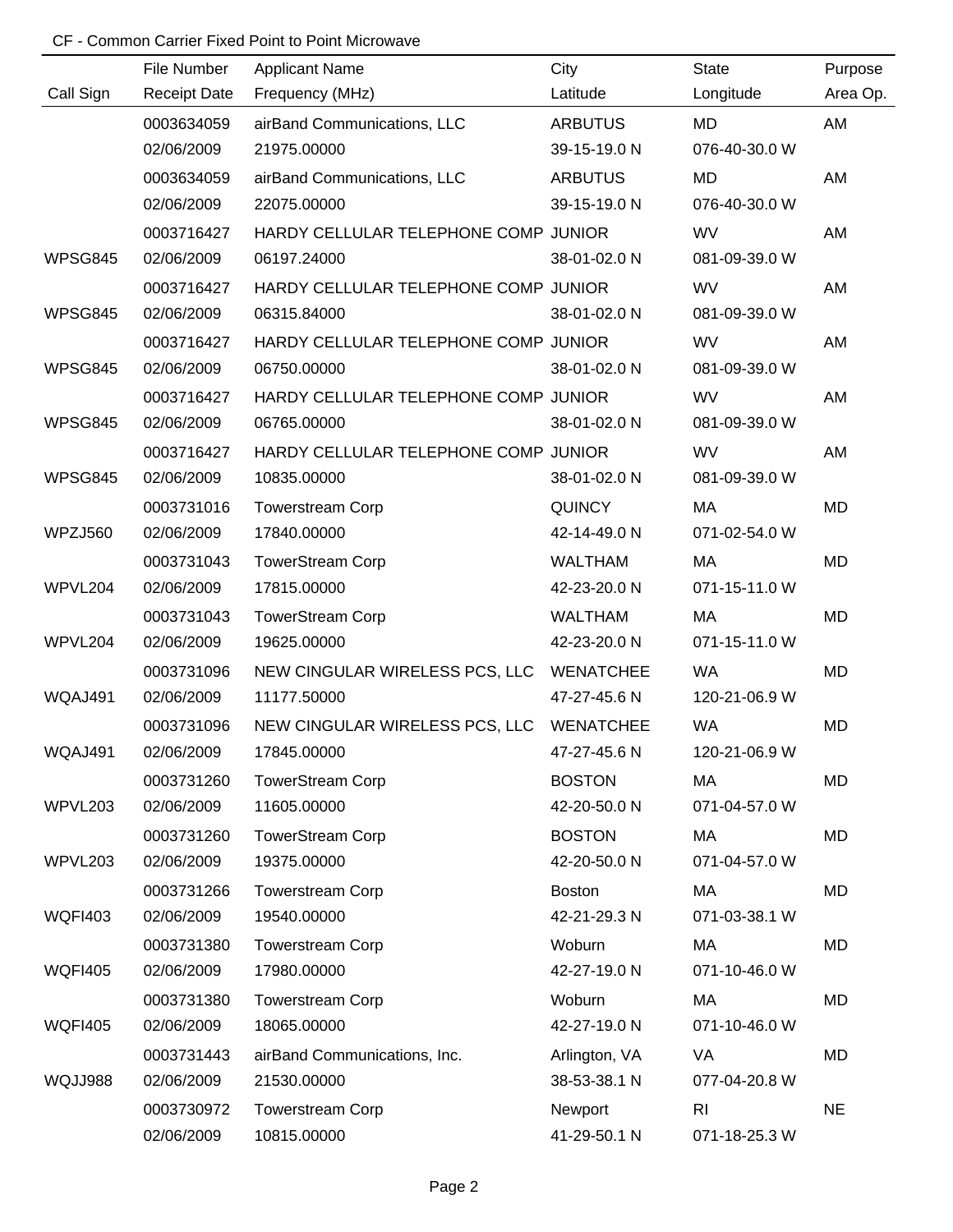CF - Common Carrier Fixed Point to Point Microwave

| Call Sign | File Number<br>Receipt Date | Applicant Name<br>Frequency (MHz) | City<br>Latitude | State<br>Longitude | Purpose<br>Area Op. |
|---|---|---|---|---|---|
| | 0003634059<br>02/06/2009 | airBand Communications, LLC<br>21975.00000 | ARBUTUS<br>39-15-19.0 N | MD<br>076-40-30.0 W | AM |
| | 0003634059<br>02/06/2009 | airBand Communications, LLC<br>22075.00000 | ARBUTUS<br>39-15-19.0 N | MD<br>076-40-30.0 W | AM |
| WPSG845 | 0003716427<br>02/06/2009 | HARDY CELLULAR TELEPHONE COMP<br>06197.24000 | JUNIOR<br>38-01-02.0 N | WV<br>081-09-39.0 W | AM |
| WPSG845 | 0003716427<br>02/06/2009 | HARDY CELLULAR TELEPHONE COMP<br>06315.84000 | JUNIOR<br>38-01-02.0 N | WV<br>081-09-39.0 W | AM |
| WPSG845 | 0003716427<br>02/06/2009 | HARDY CELLULAR TELEPHONE COMP<br>06750.00000 | JUNIOR<br>38-01-02.0 N | WV<br>081-09-39.0 W | AM |
| WPSG845 | 0003716427<br>02/06/2009 | HARDY CELLULAR TELEPHONE COMP<br>06765.00000 | JUNIOR<br>38-01-02.0 N | WV<br>081-09-39.0 W | AM |
| WPSG845 | 0003716427<br>02/06/2009 | HARDY CELLULAR TELEPHONE COMP<br>10835.00000 | JUNIOR<br>38-01-02.0 N | WV<br>081-09-39.0 W | AM |
| WPZJ560 | 0003731016<br>02/06/2009 | Towerstream Corp<br>17840.00000 | QUINCY<br>42-14-49.0 N | MA<br>071-02-54.0 W | MD |
| WPVL204 | 0003731043<br>02/06/2009 | TowerStream Corp<br>17815.00000 | WALTHAM<br>42-23-20.0 N | MA<br>071-15-11.0 W | MD |
| WPVL204 | 0003731043<br>02/06/2009 | TowerStream Corp<br>19625.00000 | WALTHAM<br>42-23-20.0 N | MA<br>071-15-11.0 W | MD |
| WQAJ491 | 0003731096<br>02/06/2009 | NEW CINGULAR WIRELESS PCS, LLC<br>11177.50000 | WENATCHEE<br>47-27-45.6 N | WA<br>120-21-06.9 W | MD |
| WQAJ491 | 0003731096<br>02/06/2009 | NEW CINGULAR WIRELESS PCS, LLC<br>17845.00000 | WENATCHEE<br>47-27-45.6 N | WA<br>120-21-06.9 W | MD |
| WPVL203 | 0003731260<br>02/06/2009 | TowerStream Corp<br>11605.00000 | BOSTON<br>42-20-50.0 N | MA<br>071-04-57.0 W | MD |
| WPVL203 | 0003731260<br>02/06/2009 | TowerStream Corp<br>19375.00000 | BOSTON<br>42-20-50.0 N | MA<br>071-04-57.0 W | MD |
| WQFI403 | 0003731266<br>02/06/2009 | Towerstream Corp<br>19540.00000 | Boston<br>42-21-29.3 N | MA<br>071-03-38.1 W | MD |
| WQFI405 | 0003731380<br>02/06/2009 | Towerstream Corp<br>17980.00000 | Woburn<br>42-27-19.0 N | MA<br>071-10-46.0 W | MD |
| WQFI405 | 0003731380<br>02/06/2009 | Towerstream Corp<br>18065.00000 | Woburn<br>42-27-19.0 N | MA<br>071-10-46.0 W | MD |
| WQJJ988 | 0003731443<br>02/06/2009 | airBand Communications, Inc.<br>21530.00000 | Arlington, VA<br>38-53-38.1 N | VA<br>077-04-20.8 W | MD |
| | 0003730972<br>02/06/2009 | Towerstream Corp<br>10815.00000 | Newport<br>41-29-50.1 N | RI<br>071-18-25.3 W | NE |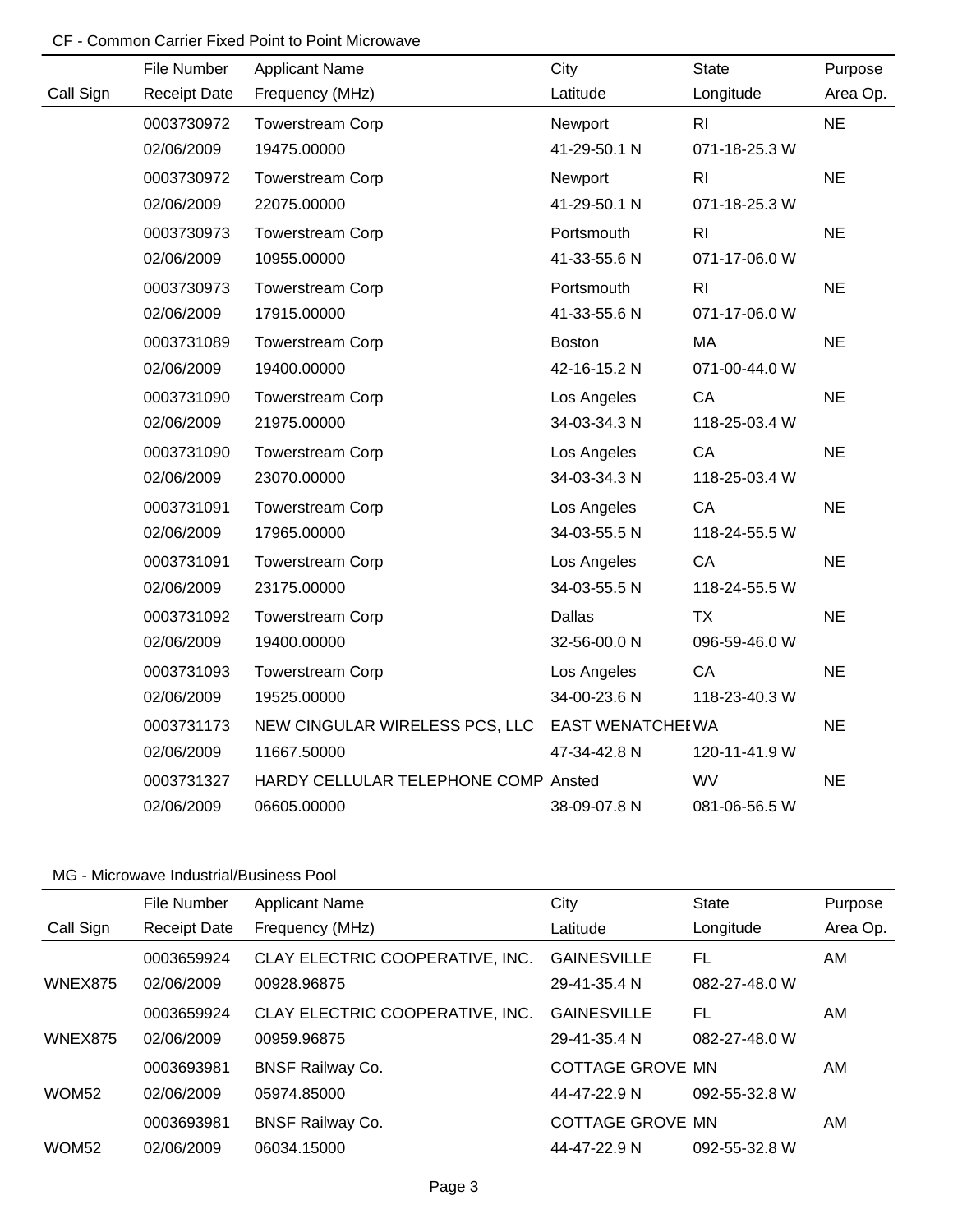## CF - Common Carrier Fixed Point to Point Microwave

| Call Sign | File Number / Receipt Date | Applicant Name / Frequency (MHz) | City / Latitude | State / Longitude | Purpose / Area Op. |
|---|---|---|---|---|---|
| | 0003730972 | Towerstream Corp | Newport | RI | NE |
| | 02/06/2009 | 19475.00000 | 41-29-50.1 N | 071-18-25.3 W | |
| | 0003730972 | Towerstream Corp | Newport | RI | NE |
| | 02/06/2009 | 22075.00000 | 41-29-50.1 N | 071-18-25.3 W | |
| | 0003730973 | Towerstream Corp | Portsmouth | RI | NE |
| | 02/06/2009 | 10955.00000 | 41-33-55.6 N | 071-17-06.0 W | |
| | 0003730973 | Towerstream Corp | Portsmouth | RI | NE |
| | 02/06/2009 | 17915.00000 | 41-33-55.6 N | 071-17-06.0 W | |
| | 0003731089 | Towerstream Corp | Boston | MA | NE |
| | 02/06/2009 | 19400.00000 | 42-16-15.2 N | 071-00-44.0 W | |
| | 0003731090 | Towerstream Corp | Los Angeles | CA | NE |
| | 02/06/2009 | 21975.00000 | 34-03-34.3 N | 118-25-03.4 W | |
| | 0003731090 | Towerstream Corp | Los Angeles | CA | NE |
| | 02/06/2009 | 23070.00000 | 34-03-34.3 N | 118-25-03.4 W | |
| | 0003731091 | Towerstream Corp | Los Angeles | CA | NE |
| | 02/06/2009 | 17965.00000 | 34-03-55.5 N | 118-24-55.5 W | |
| | 0003731091 | Towerstream Corp | Los Angeles | CA | NE |
| | 02/06/2009 | 23175.00000 | 34-03-55.5 N | 118-24-55.5 W | |
| | 0003731092 | Towerstream Corp | Dallas | TX | NE |
| | 02/06/2009 | 19400.00000 | 32-56-00.0 N | 096-59-46.0 W | |
| | 0003731093 | Towerstream Corp | Los Angeles | CA | NE |
| | 02/06/2009 | 19525.00000 | 34-00-23.6 N | 118-23-40.3 W | |
| | 0003731173 | NEW CINGULAR WIRELESS PCS, LLC | EAST WENATCHEE | WA | NE |
| | 02/06/2009 | 11667.50000 | 47-34-42.8 N | 120-11-41.9 W | |
| | 0003731327 | HARDY CELLULAR TELEPHONE COMP | Ansted | WV | NE |
| | 02/06/2009 | 06605.00000 | 38-09-07.8 N | 081-06-56.5 W | |

## MG - Microwave Industrial/Business Pool

| Call Sign | File Number / Receipt Date | Applicant Name / Frequency (MHz) | City / Latitude | State / Longitude | Purpose / Area Op. |
|---|---|---|---|---|---|
| | 0003659924 | CLAY ELECTRIC COOPERATIVE, INC. | GAINESVILLE | FL | AM |
| WNEX875 | 02/06/2009 | 00928.96875 | 29-41-35.4 N | 082-27-48.0 W | |
| | 0003659924 | CLAY ELECTRIC COOPERATIVE, INC. | GAINESVILLE | FL | AM |
| WNEX875 | 02/06/2009 | 00959.96875 | 29-41-35.4 N | 082-27-48.0 W | |
| | 0003693981 | BNSF Railway Co. | COTTAGE GROVE | MN | AM |
| WOM52 | 02/06/2009 | 05974.85000 | 44-47-22.9 N | 092-55-32.8 W | |
| | 0003693981 | BNSF Railway Co. | COTTAGE GROVE | MN | AM |
| WOM52 | 02/06/2009 | 06034.15000 | 44-47-22.9 N | 092-55-32.8 W | |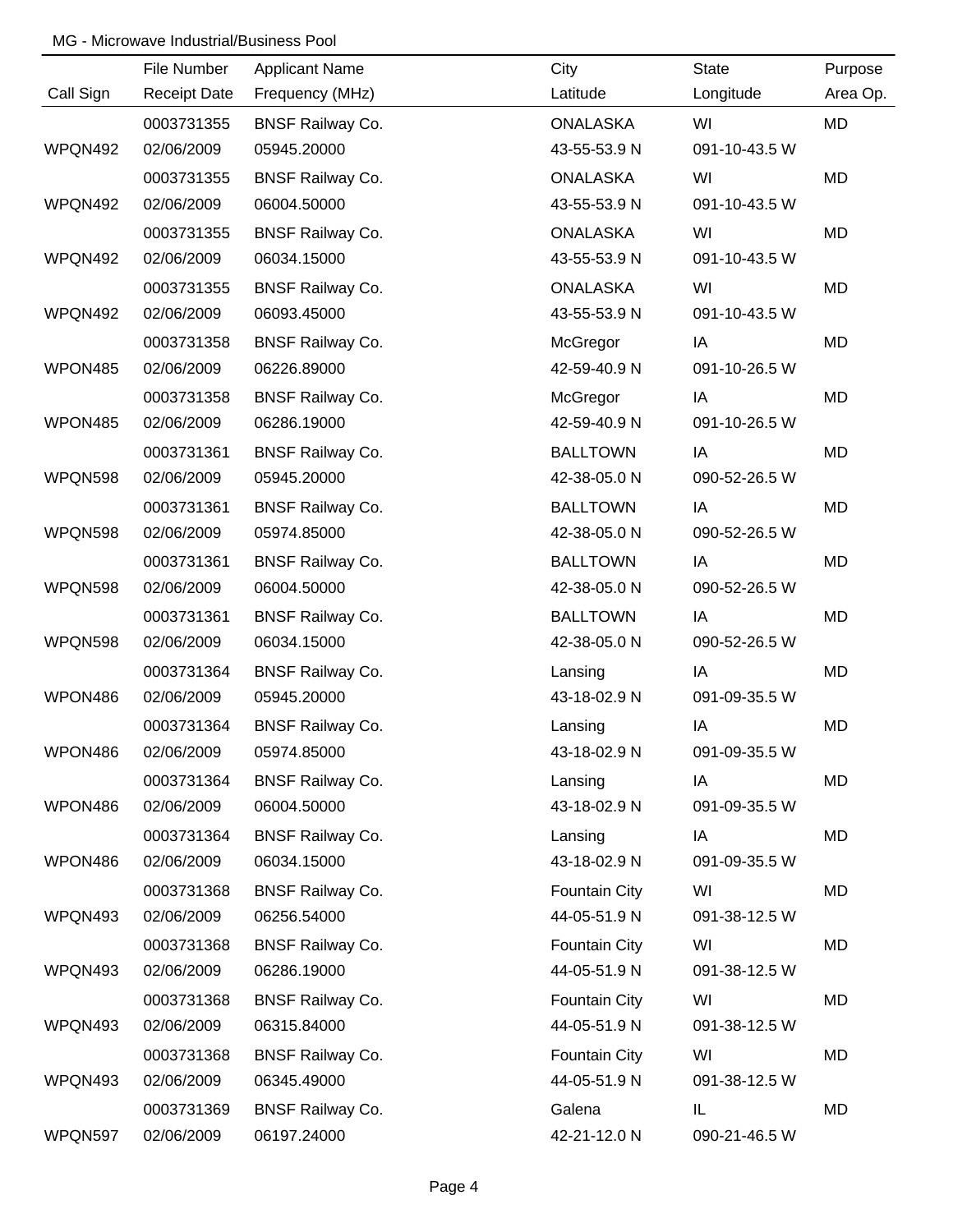MG - Microwave Industrial/Business Pool

| Call Sign | File Number / Receipt Date | Applicant Name / Frequency (MHz) | City / Latitude | State / Longitude | Purpose / Area Op. |
|---|---|---|---|---|---|
| | 0003731355 | BNSF Railway Co. | ONALASKA | WI | MD |
| WPQN492 | 02/06/2009 | 05945.20000 | 43-55-53.9 N | 091-10-43.5 W | |
| | 0003731355 | BNSF Railway Co. | ONALASKA | WI | MD |
| WPQN492 | 02/06/2009 | 06004.50000 | 43-55-53.9 N | 091-10-43.5 W | |
| | 0003731355 | BNSF Railway Co. | ONALASKA | WI | MD |
| WPQN492 | 02/06/2009 | 06034.15000 | 43-55-53.9 N | 091-10-43.5 W | |
| | 0003731355 | BNSF Railway Co. | ONALASKA | WI | MD |
| WPQN492 | 02/06/2009 | 06093.45000 | 43-55-53.9 N | 091-10-43.5 W | |
| | 0003731358 | BNSF Railway Co. | McGregor | IA | MD |
| WPON485 | 02/06/2009 | 06226.89000 | 42-59-40.9 N | 091-10-26.5 W | |
| | 0003731358 | BNSF Railway Co. | McGregor | IA | MD |
| WPON485 | 02/06/2009 | 06286.19000 | 42-59-40.9 N | 091-10-26.5 W | |
| | 0003731361 | BNSF Railway Co. | BALLTOWN | IA | MD |
| WPQN598 | 02/06/2009 | 05945.20000 | 42-38-05.0 N | 090-52-26.5 W | |
| | 0003731361 | BNSF Railway Co. | BALLTOWN | IA | MD |
| WPQN598 | 02/06/2009 | 05974.85000 | 42-38-05.0 N | 090-52-26.5 W | |
| | 0003731361 | BNSF Railway Co. | BALLTOWN | IA | MD |
| WPQN598 | 02/06/2009 | 06004.50000 | 42-38-05.0 N | 090-52-26.5 W | |
| | 0003731361 | BNSF Railway Co. | BALLTOWN | IA | MD |
| WPQN598 | 02/06/2009 | 06034.15000 | 42-38-05.0 N | 090-52-26.5 W | |
| | 0003731364 | BNSF Railway Co. | Lansing | IA | MD |
| WPON486 | 02/06/2009 | 05945.20000 | 43-18-02.9 N | 091-09-35.5 W | |
| | 0003731364 | BNSF Railway Co. | Lansing | IA | MD |
| WPON486 | 02/06/2009 | 05974.85000 | 43-18-02.9 N | 091-09-35.5 W | |
| | 0003731364 | BNSF Railway Co. | Lansing | IA | MD |
| WPON486 | 02/06/2009 | 06004.50000 | 43-18-02.9 N | 091-09-35.5 W | |
| | 0003731364 | BNSF Railway Co. | Lansing | IA | MD |
| WPON486 | 02/06/2009 | 06034.15000 | 43-18-02.9 N | 091-09-35.5 W | |
| | 0003731368 | BNSF Railway Co. | Fountain City | WI | MD |
| WPQN493 | 02/06/2009 | 06256.54000 | 44-05-51.9 N | 091-38-12.5 W | |
| | 0003731368 | BNSF Railway Co. | Fountain City | WI | MD |
| WPQN493 | 02/06/2009 | 06286.19000 | 44-05-51.9 N | 091-38-12.5 W | |
| | 0003731368 | BNSF Railway Co. | Fountain City | WI | MD |
| WPQN493 | 02/06/2009 | 06315.84000 | 44-05-51.9 N | 091-38-12.5 W | |
| | 0003731368 | BNSF Railway Co. | Fountain City | WI | MD |
| WPQN493 | 02/06/2009 | 06345.49000 | 44-05-51.9 N | 091-38-12.5 W | |
| | 0003731369 | BNSF Railway Co. | Galena | IL | MD |
| WPQN597 | 02/06/2009 | 06197.24000 | 42-21-12.0 N | 090-21-46.5 W | |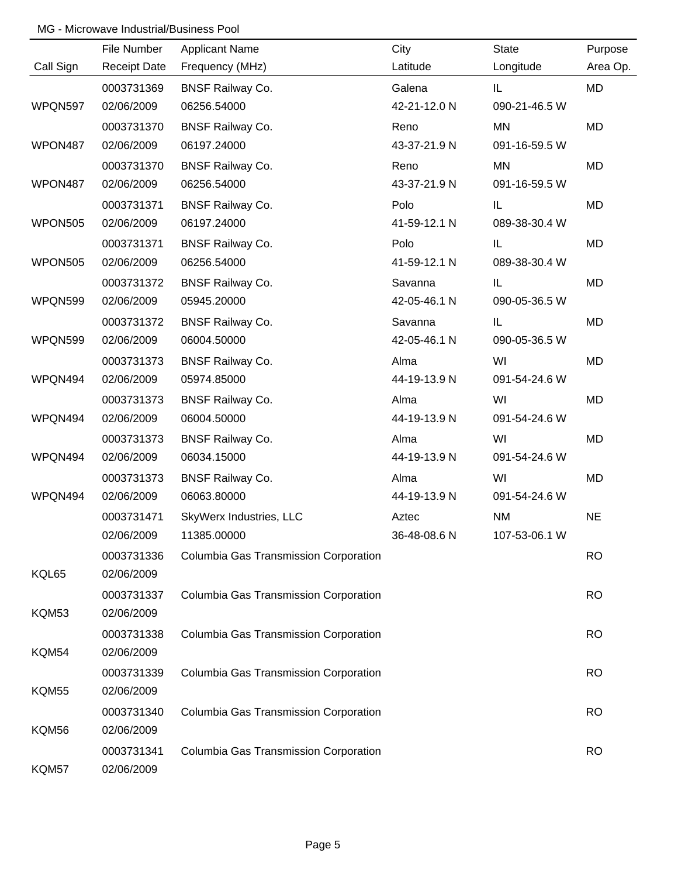MG - Microwave Industrial/Business Pool

| Call Sign | File Number / Receipt Date | Applicant Name / Frequency (MHz) | City / Latitude | State / Longitude | Purpose / Area Op. |
|---|---|---|---|---|---|
| | 0003731369 | BNSF Railway Co. | Galena | IL | MD |
| WPQN597 | 02/06/2009 | 06256.54000 | 42-21-12.0 N | 090-21-46.5 W | |
| | 0003731370 | BNSF Railway Co. | Reno | MN | MD |
| WPON487 | 02/06/2009 | 06197.24000 | 43-37-21.9 N | 091-16-59.5 W | |
| | 0003731370 | BNSF Railway Co. | Reno | MN | MD |
| WPON487 | 02/06/2009 | 06256.54000 | 43-37-21.9 N | 091-16-59.5 W | |
| | 0003731371 | BNSF Railway Co. | Polo | IL | MD |
| WPON505 | 02/06/2009 | 06197.24000 | 41-59-12.1 N | 089-38-30.4 W | |
| | 0003731371 | BNSF Railway Co. | Polo | IL | MD |
| WPON505 | 02/06/2009 | 06256.54000 | 41-59-12.1 N | 089-38-30.4 W | |
| | 0003731372 | BNSF Railway Co. | Savanna | IL | MD |
| WPQN599 | 02/06/2009 | 05945.20000 | 42-05-46.1 N | 090-05-36.5 W | |
| | 0003731372 | BNSF Railway Co. | Savanna | IL | MD |
| WPQN599 | 02/06/2009 | 06004.50000 | 42-05-46.1 N | 090-05-36.5 W | |
| | 0003731373 | BNSF Railway Co. | Alma | WI | MD |
| WPQN494 | 02/06/2009 | 05974.85000 | 44-19-13.9 N | 091-54-24.6 W | |
| | 0003731373 | BNSF Railway Co. | Alma | WI | MD |
| WPQN494 | 02/06/2009 | 06004.50000 | 44-19-13.9 N | 091-54-24.6 W | |
| | 0003731373 | BNSF Railway Co. | Alma | WI | MD |
| WPQN494 | 02/06/2009 | 06034.15000 | 44-19-13.9 N | 091-54-24.6 W | |
| | 0003731373 | BNSF Railway Co. | Alma | WI | MD |
| WPQN494 | 02/06/2009 | 06063.80000 | 44-19-13.9 N | 091-54-24.6 W | |
| | 0003731471 | SkyWerx Industries, LLC | Aztec | NM | NE |
| | 02/06/2009 | 11385.00000 | 36-48-08.6 N | 107-53-06.1 W | |
| | 0003731336 | Columbia Gas Transmission Corporation | | | RO |
| KQL65 | 02/06/2009 | | | | |
| | 0003731337 | Columbia Gas Transmission Corporation | | | RO |
| KQM53 | 02/06/2009 | | | | |
| | 0003731338 | Columbia Gas Transmission Corporation | | | RO |
| KQM54 | 02/06/2009 | | | | |
| | 0003731339 | Columbia Gas Transmission Corporation | | | RO |
| KQM55 | 02/06/2009 | | | | |
| | 0003731340 | Columbia Gas Transmission Corporation | | | RO |
| KQM56 | 02/06/2009 | | | | |
| | 0003731341 | Columbia Gas Transmission Corporation | | | RO |
| KQM57 | 02/06/2009 | | | | |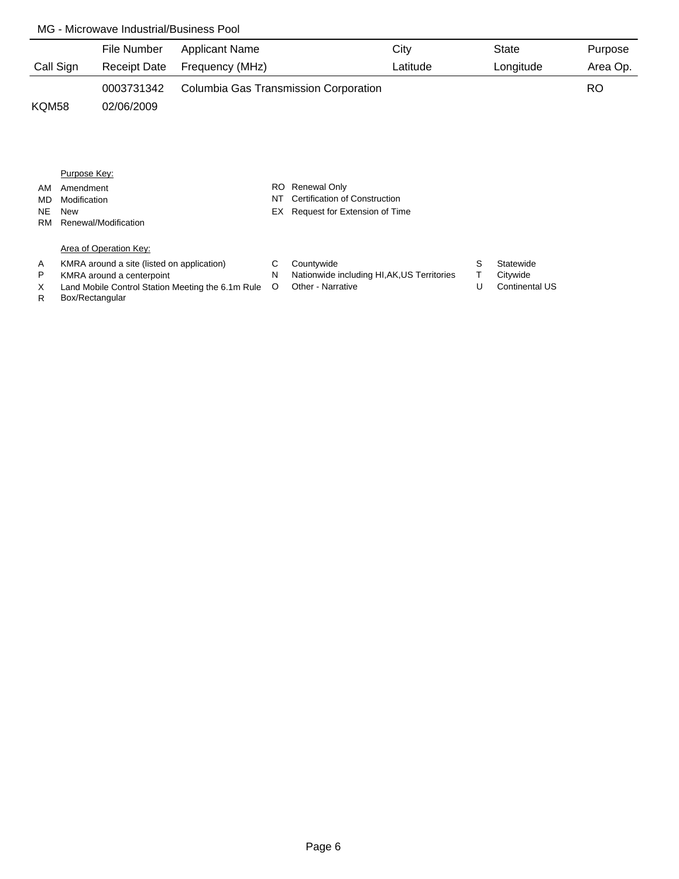MG - Microwave Industrial/Business Pool

| Call Sign | File Number / Receipt Date | Applicant Name / Frequency (MHz) | City / Latitude | State / Longitude | Purpose / Area Op. |
|---|---|---|---|---|---|
| KQM58 | 0003731342 / 02/06/2009 | Columbia Gas Transmission Corporation | | | RO |

Purpose Key:

| | | | |
|---|---|---|---|
| AM | Amendment | RO | Renewal Only |
| MD | Modification | NT | Certification of Construction |
| NE | New | EX | Request for Extension of Time |
| RM | Renewal/Modification | | |

Area of Operation Key:

| | | | | | |
|---|---|---|---|---|---|
| A | KMRA around a site (listed on application) | C | Countywide | S | Statewide |
| P | KMRA around a centerpoint | N | Nationwide including HI,AK,US Territories | T | Citywide |
| X | Land Mobile Control Station Meeting the 6.1m Rule | O | Other - Narrative | U | Continental US |
| R | Box/Rectangular | | | | |